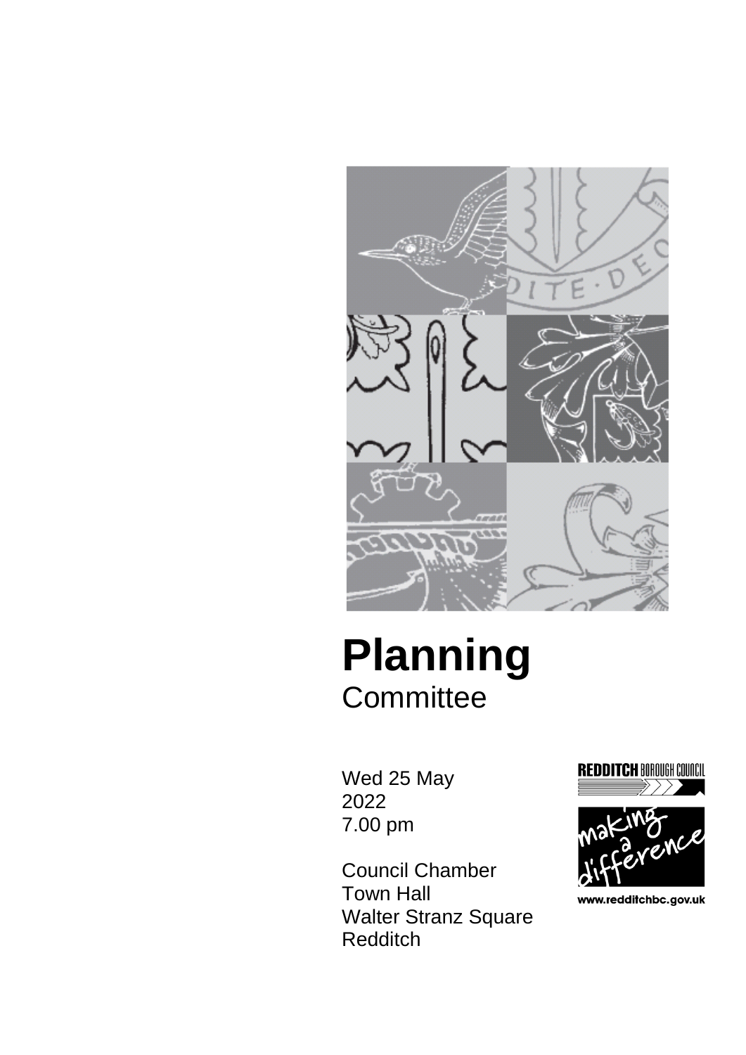# Planning

Committee

Wed 25 May 2022
7.00 pm

Council Chamber
Town Hall
Walter Stranz Square
Redditch

REDDITCH BOROUGH COUNCIL

making a difference

www.redditchbc.gov.uk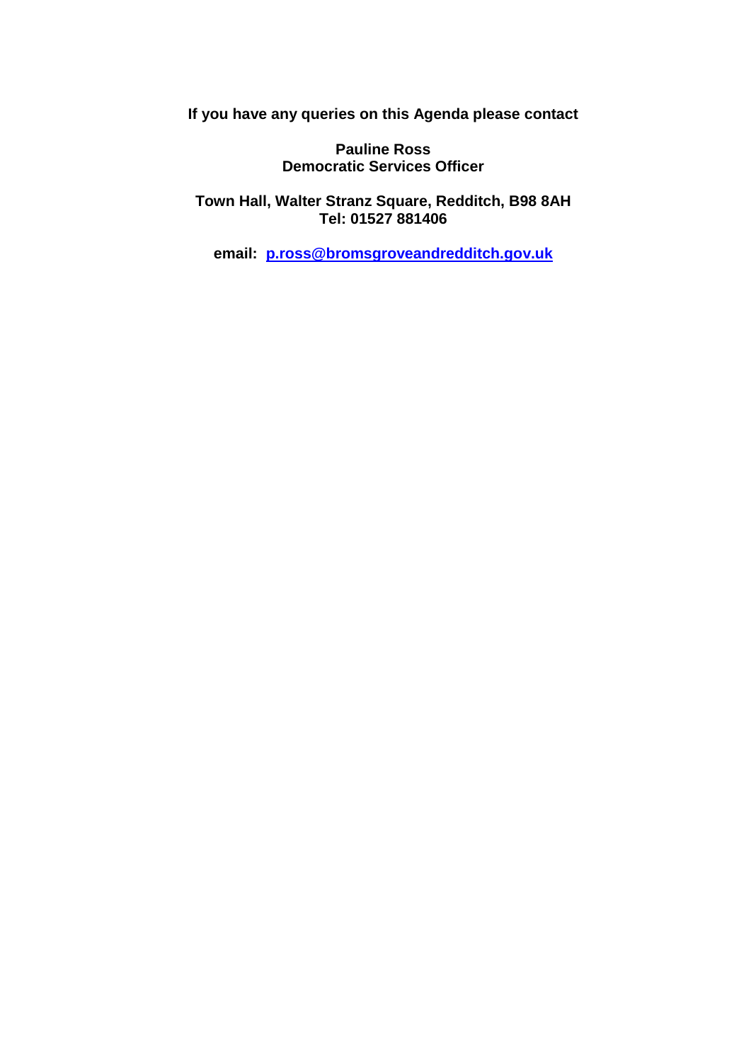**If you have any queries on this Agenda please contact**

**Pauline Ross**
**Democratic Services Officer**

**Town Hall, Walter Stranz Square, Redditch, B98 8AH**
**Tel: 01527 881406**

**email: p.ross@bromsgroveandredditch.gov.uk**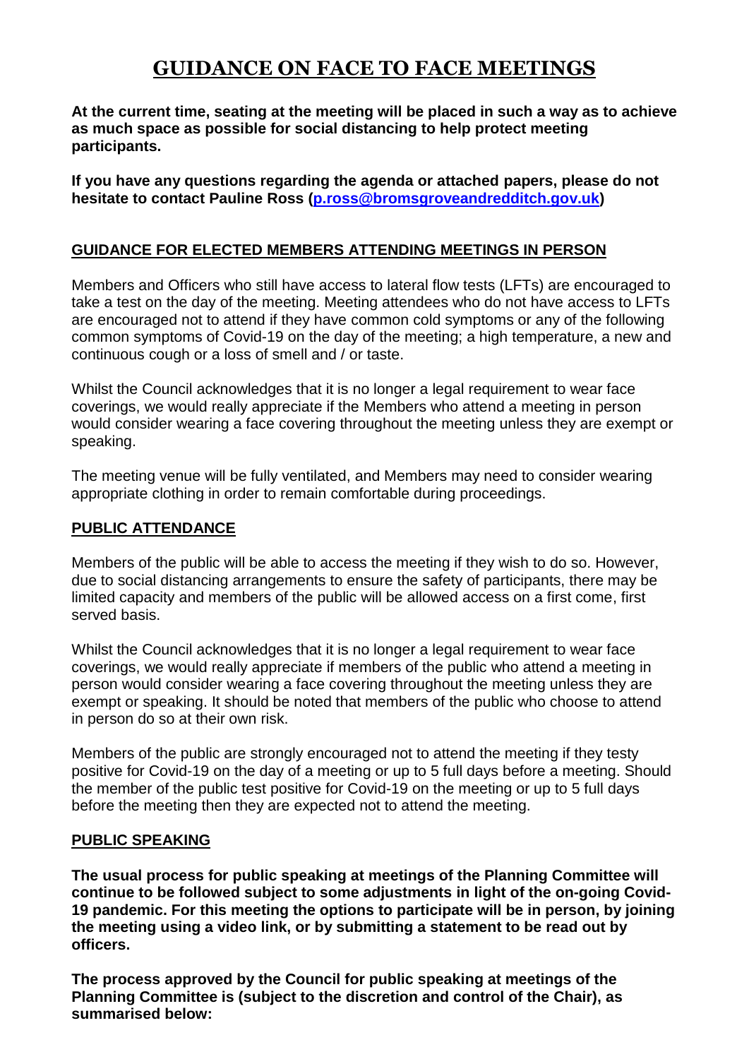# GUIDANCE ON FACE TO FACE MEETINGS

**At the current time, seating at the meeting will be placed in such a way as to achieve as much space as possible for social distancing to help protect meeting participants.**

**If you have any questions regarding the agenda or attached papers, please do not hesitate to contact Pauline Ross (p.ross@bromsgroveandredditch.gov.uk)**

## GUIDANCE FOR ELECTED MEMBERS ATTENDING MEETINGS IN PERSON

Members and Officers who still have access to lateral flow tests (LFTs) are encouraged to take a test on the day of the meeting. Meeting attendees who do not have access to LFTs are encouraged not to attend if they have common cold symptoms or any of the following common symptoms of Covid-19 on the day of the meeting; a high temperature, a new and continuous cough or a loss of smell and / or taste.

Whilst the Council acknowledges that it is no longer a legal requirement to wear face coverings, we would really appreciate if the Members who attend a meeting in person would consider wearing a face covering throughout the meeting unless they are exempt or speaking.

The meeting venue will be fully ventilated, and Members may need to consider wearing appropriate clothing in order to remain comfortable during proceedings.

## PUBLIC ATTENDANCE

Members of the public will be able to access the meeting if they wish to do so. However, due to social distancing arrangements to ensure the safety of participants, there may be limited capacity and members of the public will be allowed access on a first come, first served basis.

Whilst the Council acknowledges that it is no longer a legal requirement to wear face coverings, we would really appreciate if members of the public who attend a meeting in person would consider wearing a face covering throughout the meeting unless they are exempt or speaking. It should be noted that members of the public who choose to attend in person do so at their own risk.

Members of the public are strongly encouraged not to attend the meeting if they testy positive for Covid-19 on the day of a meeting or up to 5 full days before a meeting. Should the member of the public test positive for Covid-19 on the meeting or up to 5 full days before the meeting then they are expected not to attend the meeting.

## PUBLIC SPEAKING

**The usual process for public speaking at meetings of the Planning Committee will continue to be followed subject to some adjustments in light of the on-going Covid-19 pandemic. For this meeting the options to participate will be in person, by joining the meeting using a video link, or by submitting a statement to be read out by officers.**

**The process approved by the Council for public speaking at meetings of the Planning Committee is (subject to the discretion and control of the Chair), as summarised below:**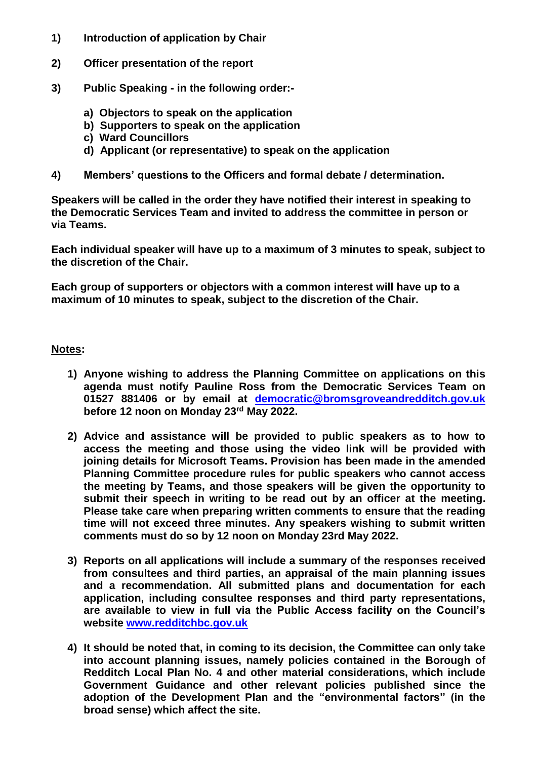1) **Introduction of application by Chair**

2) **Officer presentation of the report**

3) **Public Speaking - in the following order:-**

   a) **Objectors to speak on the application**
   b) **Supporters to speak on the application**
   c) **Ward Councillors**
   d) **Applicant (or representative) to speak on the application**

4) **Members' questions to the Officers and formal debate / determination.**

**Speakers will be called in the order they have notified their interest in speaking to the Democratic Services Team and invited to address the committee in person or via Teams.**

**Each individual speaker will have up to a maximum of 3 minutes to speak, subject to the discretion of the Chair.**

**Each group of supporters or objectors with a common interest will have up to a maximum of 10 minutes to speak, subject to the discretion of the Chair.**

**Notes:**

1) **Anyone wishing to address the Planning Committee on applications on this agenda must notify Pauline Ross from the Democratic Services Team on 01527 881406 or by email at democratic@bromsgroveandredditch.gov.uk before 12 noon on Monday 23rd May 2022.**

2) **Advice and assistance will be provided to public speakers as to how to access the meeting and those using the video link will be provided with joining details for Microsoft Teams. Provision has been made in the amended Planning Committee procedure rules for public speakers who cannot access the meeting by Teams, and those speakers will be given the opportunity to submit their speech in writing to be read out by an officer at the meeting. Please take care when preparing written comments to ensure that the reading time will not exceed three minutes. Any speakers wishing to submit written comments must do so by 12 noon on Monday 23rd May 2022.**

3) **Reports on all applications will include a summary of the responses received from consultees and third parties, an appraisal of the main planning issues and a recommendation. All submitted plans and documentation for each application, including consultee responses and third party representations, are available to view in full via the Public Access facility on the Council's website www.redditchbc.gov.uk**

4) **It should be noted that, in coming to its decision, the Committee can only take into account planning issues, namely policies contained in the Borough of Redditch Local Plan No. 4 and other material considerations, which include Government Guidance and other relevant policies published since the adoption of the Development Plan and the "environmental factors" (in the broad sense) which affect the site.**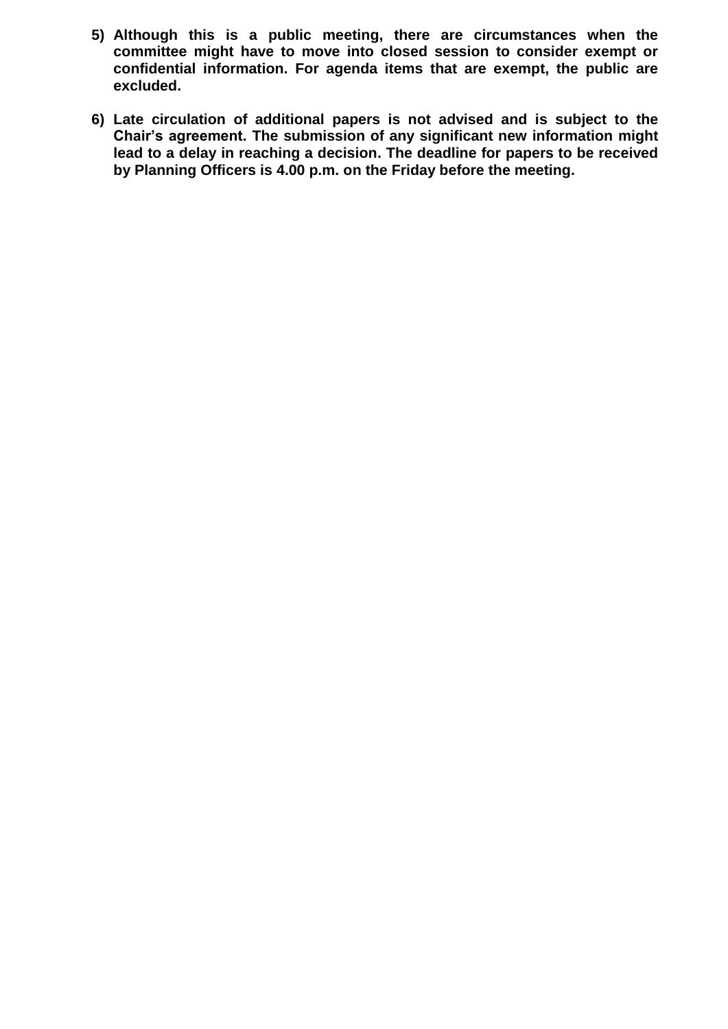5) **Although this is a public meeting, there are circumstances when the committee might have to move into closed session to consider exempt or confidential information. For agenda items that are exempt, the public are excluded.**

6) **Late circulation of additional papers is not advised and is subject to the Chair's agreement. The submission of any significant new information might lead to a delay in reaching a decision. The deadline for papers to be received by Planning Officers is 4.00 p.m. on the Friday before the meeting.**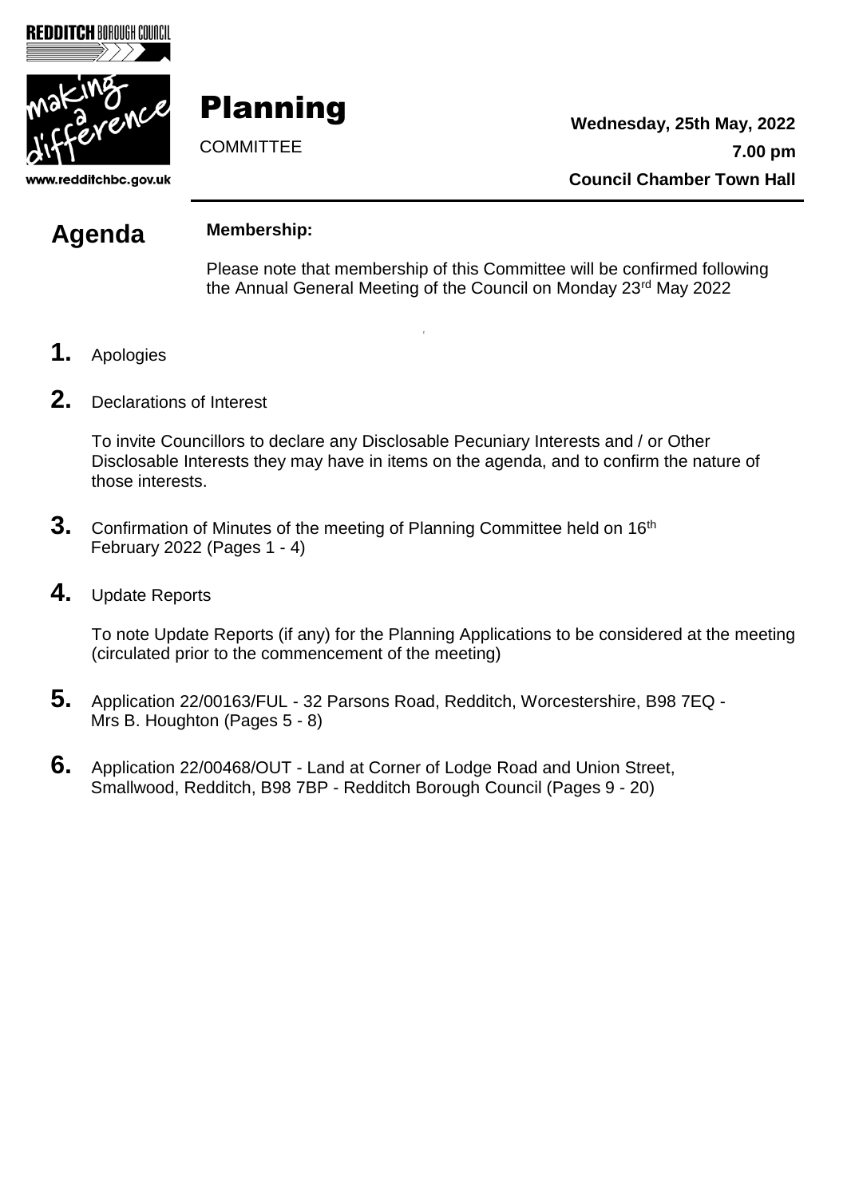REDDITCH BOROUGH COUNCIL

making a difference

www.redditchbc.gov.uk

# Planning

COMMITTEE

**Wednesday, 25th May, 2022**

**7.00 pm**

**Council Chamber Town Hall**

## Agenda

**Membership:**

Please note that membership of this Committee will be confirmed following the Annual General Meeting of the Council on Monday 23rd May 2022

**1.** Apologies

**2.** Declarations of Interest

To invite Councillors to declare any Disclosable Pecuniary Interests and / or Other Disclosable Interests they may have in items on the agenda, and to confirm the nature of those interests.

**3.** Confirmation of Minutes of the meeting of Planning Committee held on 16th February 2022 (Pages 1 - 4)

**4.** Update Reports

To note Update Reports (if any) for the Planning Applications to be considered at the meeting (circulated prior to the commencement of the meeting)

**5.** Application 22/00163/FUL - 32 Parsons Road, Redditch, Worcestershire, B98 7EQ - Mrs B. Houghton (Pages 5 - 8)

**6.** Application 22/00468/OUT - Land at Corner of Lodge Road and Union Street, Smallwood, Redditch, B98 7BP - Redditch Borough Council (Pages 9 - 20)